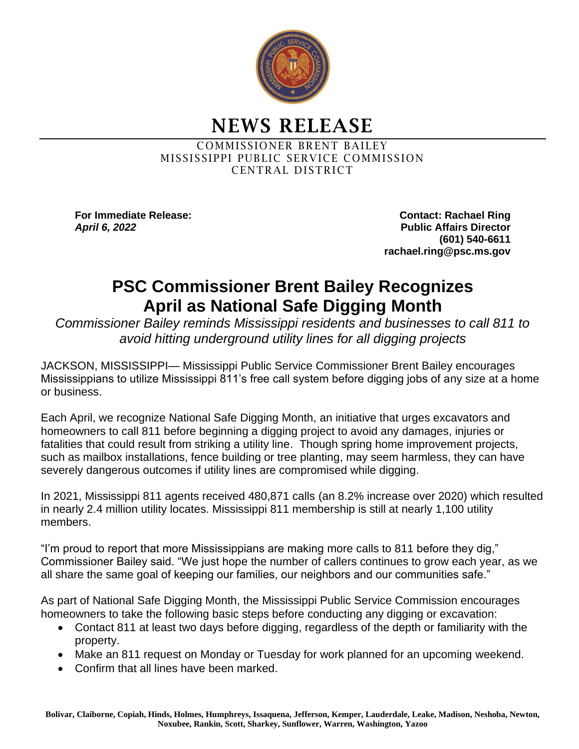# NEWS RELEASE

COMMISSIONER BRENT BAILEY
MISSISSIPPI PUBLIC SERVICE COMMISSION
CENTRAL DISTRICT

**For Immediate Release:**
***April 6, 2022***

**Contact: Rachael Ring**
**Public Affairs Director**
**(601) 540-6611**
**rachael.ring@psc.ms.gov**

## PSC Commissioner Brent Bailey Recognizes April as National Safe Digging Month

*Commissioner Bailey reminds Mississippi residents and businesses to call 811 to avoid hitting underground utility lines for all digging projects*

JACKSON, MISSISSIPPI— Mississippi Public Service Commissioner Brent Bailey encourages Mississippians to utilize Mississippi 811's free call system before digging jobs of any size at a home or business.

Each April, we recognize National Safe Digging Month, an initiative that urges excavators and homeowners to call 811 before beginning a digging project to avoid any damages, injuries or fatalities that could result from striking a utility line. Though spring home improvement projects, such as mailbox installations, fence building or tree planting, may seem harmless, they can have severely dangerous outcomes if utility lines are compromised while digging.

In 2021, Mississippi 811 agents received 480,871 calls (an 8.2% increase over 2020) which resulted in nearly 2.4 million utility locates. Mississippi 811 membership is still at nearly 1,100 utility members.

"I'm proud to report that more Mississippians are making more calls to 811 before they dig," Commissioner Bailey said. "We just hope the number of callers continues to grow each year, as we all share the same goal of keeping our families, our neighbors and our communities safe."

As part of National Safe Digging Month, the Mississippi Public Service Commission encourages homeowners to take the following basic steps before conducting any digging or excavation:

- Contact 811 at least two days before digging, regardless of the depth or familiarity with the property.
- Make an 811 request on Monday or Tuesday for work planned for an upcoming weekend.
- Confirm that all lines have been marked.

**Bolivar, Claiborne, Copiah, Hinds, Holmes, Humphreys, Issaquena, Jefferson, Kemper, Lauderdale, Leake, Madison, Neshoba, Newton, Noxubee, Rankin, Scott, Sharkey, Sunflower, Warren, Washington, Yazoo**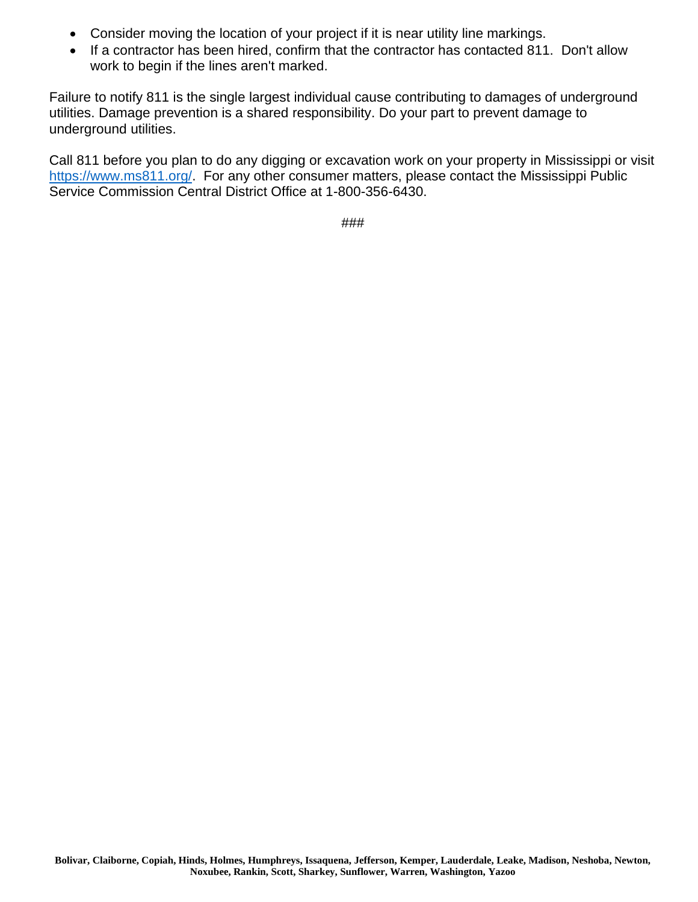- Consider moving the location of your project if it is near utility line markings.
- If a contractor has been hired, confirm that the contractor has contacted 811. Don't allow work to begin if the lines aren't marked.

Failure to notify 811 is the single largest individual cause contributing to damages of underground utilities. Damage prevention is a shared responsibility. Do your part to prevent damage to underground utilities.

Call 811 before you plan to do any digging or excavation work on your property in Mississippi or visit [https://www.ms811.org/](https://www.ms811.org/). For any other consumer matters, please contact the Mississippi Public Service Commission Central District Office at 1-800-356-6430.

###